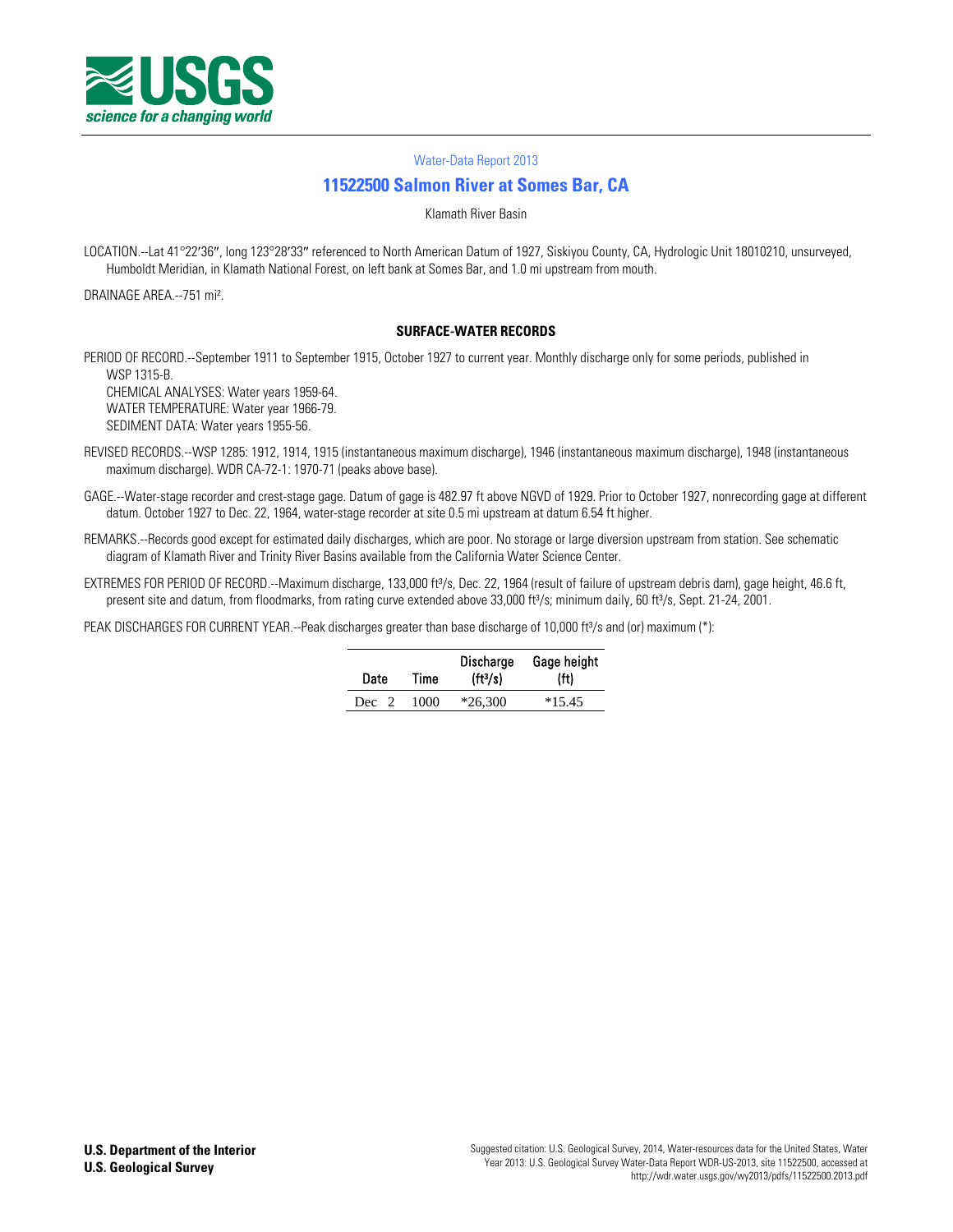Water-Data Report 2013

# 11522500 Salmon River at Somes Bar, CA

Klamath River Basin

LOCATION.--Lat 41°22′36″, long 123°28′33″ referenced to North American Datum of 1927, Siskiyou County, CA, Hydrologic Unit 18010210, unsurveyed, Humboldt Meridian, in Klamath National Forest, on left bank at Somes Bar, and 1.0 mi upstream from mouth.

DRAINAGE AREA.--751 mi$^2$.

## SURFACE-WATER RECORDS

PERIOD OF RECORD.--September 1911 to September 1915, October 1927 to current year. Monthly discharge only for some periods, published in WSP 1315-B.
CHEMICAL ANALYSES: Water years 1959-64.
WATER TEMPERATURE: Water year 1966-79.
SEDIMENT DATA: Water years 1955-56.

REVISED RECORDS.--WSP 1285: 1912, 1914, 1915 (instantaneous maximum discharge), 1946 (instantaneous maximum discharge), 1948 (instantaneous maximum discharge). WDR CA-72-1: 1970-71 (peaks above base).

GAGE.--Water-stage recorder and crest-stage gage. Datum of gage is 482.97 ft above NGVD of 1929. Prior to October 1927, nonrecording gage at different datum. October 1927 to Dec. 22, 1964, water-stage recorder at site 0.5 mi upstream at datum 6.54 ft higher.

REMARKS.--Records good except for estimated daily discharges, which are poor. No storage or large diversion upstream from station. See schematic diagram of Klamath River and Trinity River Basins available from the California Water Science Center.

EXTREMES FOR PERIOD OF RECORD.--Maximum discharge, 133,000 ft$^3$/s, Dec. 22, 1964 (result of failure of upstream debris dam), gage height, 46.6 ft, present site and datum, from floodmarks, from rating curve extended above 33,000 ft$^3$/s; minimum daily, 60 ft$^3$/s, Sept. 21-24, 2001.

PEAK DISCHARGES FOR CURRENT YEAR.--Peak discharges greater than base discharge of 10,000 ft$^3$/s and (or) maximum (*):

| Date | Time | Discharge (ft$^3$/s) | Gage height (ft) |
|---|---|---|---|
| Dec 2 | 1000 | *26,300 | *15.45 |

**U.S. Department of the Interior**
**U.S. Geological Survey**

Suggested citation: U.S. Geological Survey, 2014, Water-resources data for the United States, Water Year 2013: U.S. Geological Survey Water-Data Report WDR-US-2013, site 11522500, accessed at http://wdr.water.usgs.gov/wy2013/pdfs/11522500.2013.pdf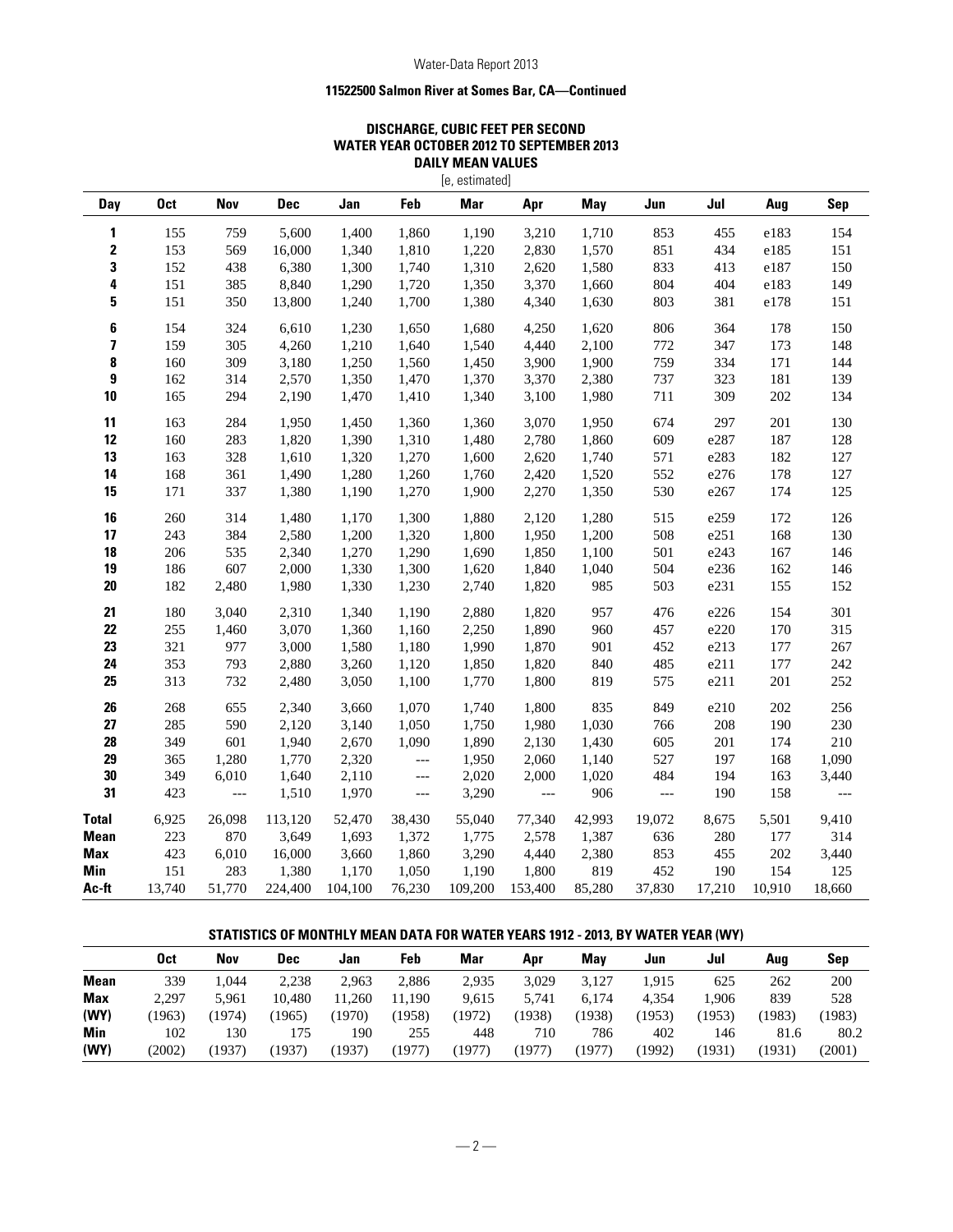Water-Data Report 2013

### 11522500 Salmon River at Somes Bar, CA—Continued

## DISCHARGE, CUBIC FEET PER SECOND
## WATER YEAR OCTOBER 2012 TO SEPTEMBER 2013
## DAILY MEAN VALUES

[e, estimated]

| Day | Oct | Nov | Dec | Jan | Feb | Mar | Apr | May | Jun | Jul | Aug | Sep |
|---|---|---|---|---|---|---|---|---|---|---|---|---|
| **1** | 155 | 759 | 5,600 | 1,400 | 1,860 | 1,190 | 3,210 | 1,710 | 853 | 455 | e183 | 154 |
| **2** | 153 | 569 | 16,000 | 1,340 | 1,810 | 1,220 | 2,830 | 1,570 | 851 | 434 | e185 | 151 |
| **3** | 152 | 438 | 6,380 | 1,300 | 1,740 | 1,310 | 2,620 | 1,580 | 833 | 413 | e187 | 150 |
| **4** | 151 | 385 | 8,840 | 1,290 | 1,720 | 1,350 | 3,370 | 1,660 | 804 | 404 | e183 | 149 |
| **5** | 151 | 350 | 13,800 | 1,240 | 1,700 | 1,380 | 4,340 | 1,630 | 803 | 381 | e178 | 151 |
| **6** | 154 | 324 | 6,610 | 1,230 | 1,650 | 1,680 | 4,250 | 1,620 | 806 | 364 | 178 | 150 |
| **7** | 159 | 305 | 4,260 | 1,210 | 1,640 | 1,540 | 4,440 | 2,100 | 772 | 347 | 173 | 148 |
| **8** | 160 | 309 | 3,180 | 1,250 | 1,560 | 1,450 | 3,900 | 1,900 | 759 | 334 | 171 | 144 |
| **9** | 162 | 314 | 2,570 | 1,350 | 1,470 | 1,370 | 3,370 | 2,380 | 737 | 323 | 181 | 139 |
| **10** | 165 | 294 | 2,190 | 1,470 | 1,410 | 1,340 | 3,100 | 1,980 | 711 | 309 | 202 | 134 |
| **11** | 163 | 284 | 1,950 | 1,450 | 1,360 | 1,360 | 3,070 | 1,950 | 674 | 297 | 201 | 130 |
| **12** | 160 | 283 | 1,820 | 1,390 | 1,310 | 1,480 | 2,780 | 1,860 | 609 | e287 | 187 | 128 |
| **13** | 163 | 328 | 1,610 | 1,320 | 1,270 | 1,600 | 2,620 | 1,740 | 571 | e283 | 182 | 127 |
| **14** | 168 | 361 | 1,490 | 1,280 | 1,260 | 1,760 | 2,420 | 1,520 | 552 | e276 | 178 | 127 |
| **15** | 171 | 337 | 1,380 | 1,190 | 1,270 | 1,900 | 2,270 | 1,350 | 530 | e267 | 174 | 125 |
| **16** | 260 | 314 | 1,480 | 1,170 | 1,300 | 1,880 | 2,120 | 1,280 | 515 | e259 | 172 | 126 |
| **17** | 243 | 384 | 2,580 | 1,200 | 1,320 | 1,800 | 1,950 | 1,200 | 508 | e251 | 168 | 130 |
| **18** | 206 | 535 | 2,340 | 1,270 | 1,290 | 1,690 | 1,850 | 1,100 | 501 | e243 | 167 | 146 |
| **19** | 186 | 607 | 2,000 | 1,330 | 1,300 | 1,620 | 1,840 | 1,040 | 504 | e236 | 162 | 146 |
| **20** | 182 | 2,480 | 1,980 | 1,330 | 1,230 | 2,740 | 1,820 | 985 | 503 | e231 | 155 | 152 |
| **21** | 180 | 3,040 | 2,310 | 1,340 | 1,190 | 2,880 | 1,820 | 957 | 476 | e226 | 154 | 301 |
| **22** | 255 | 1,460 | 3,070 | 1,360 | 1,160 | 2,250 | 1,890 | 960 | 457 | e220 | 170 | 315 |
| **23** | 321 | 977 | 3,000 | 1,580 | 1,180 | 1,990 | 1,870 | 901 | 452 | e213 | 177 | 267 |
| **24** | 353 | 793 | 2,880 | 3,260 | 1,120 | 1,850 | 1,820 | 840 | 485 | e211 | 177 | 242 |
| **25** | 313 | 732 | 2,480 | 3,050 | 1,100 | 1,770 | 1,800 | 819 | 575 | e211 | 201 | 252 |
| **26** | 268 | 655 | 2,340 | 3,660 | 1,070 | 1,740 | 1,800 | 835 | 849 | e210 | 202 | 256 |
| **27** | 285 | 590 | 2,120 | 3,140 | 1,050 | 1,750 | 1,980 | 1,030 | 766 | 208 | 190 | 230 |
| **28** | 349 | 601 | 1,940 | 2,670 | 1,090 | 1,890 | 2,130 | 1,430 | 605 | 201 | 174 | 210 |
| **29** | 365 | 1,280 | 1,770 | 2,320 | --- | 1,950 | 2,060 | 1,140 | 527 | 197 | 168 | 1,090 |
| **30** | 349 | 6,010 | 1,640 | 2,110 | --- | 2,020 | 2,000 | 1,020 | 484 | 194 | 163 | 3,440 |
| **31** | 423 | --- | 1,510 | 1,970 | --- | 3,290 | --- | 906 | --- | 190 | 158 | --- |
| **Total** | 6,925 | 26,098 | 113,120 | 52,470 | 38,430 | 55,040 | 77,340 | 42,993 | 19,072 | 8,675 | 5,501 | 9,410 |
| **Mean** | 223 | 870 | 3,649 | 1,693 | 1,372 | 1,775 | 2,578 | 1,387 | 636 | 280 | 177 | 314 |
| **Max** | 423 | 6,010 | 16,000 | 3,660 | 1,860 | 3,290 | 4,440 | 2,380 | 853 | 455 | 202 | 3,440 |
| **Min** | 151 | 283 | 1,380 | 1,170 | 1,050 | 1,190 | 1,800 | 819 | 452 | 190 | 154 | 125 |
| **Ac-ft** | 13,740 | 51,770 | 224,400 | 104,100 | 76,230 | 109,200 | 153,400 | 85,280 | 37,830 | 17,210 | 10,910 | 18,660 |

## STATISTICS OF MONTHLY MEAN DATA FOR WATER YEARS 1912 - 2013, BY WATER YEAR (WY)

| | Oct | Nov | Dec | Jan | Feb | Mar | Apr | May | Jun | Jul | Aug | Sep |
|---|---|---|---|---|---|---|---|---|---|---|---|---|
| **Mean** | 339 | 1,044 | 2,238 | 2,963 | 2,886 | 2,935 | 3,029 | 3,127 | 1,915 | 625 | 262 | 200 |
| **Max** | 2,297 | 5,961 | 10,480 | 11,260 | 11,190 | 9,615 | 5,741 | 6,174 | 4,354 | 1,906 | 839 | 528 |
| **(WY)** | (1963) | (1974) | (1965) | (1970) | (1958) | (1972) | (1938) | (1938) | (1953) | (1953) | (1983) | (1983) |
| **Min** | 102 | 130 | 175 | 190 | 255 | 448 | 710 | 786 | 402 | 146 | 81.6 | 80.2 |
| **(WY)** | (2002) | (1937) | (1937) | (1937) | (1977) | (1977) | (1977) | (1977) | (1992) | (1931) | (1931) | (2001) |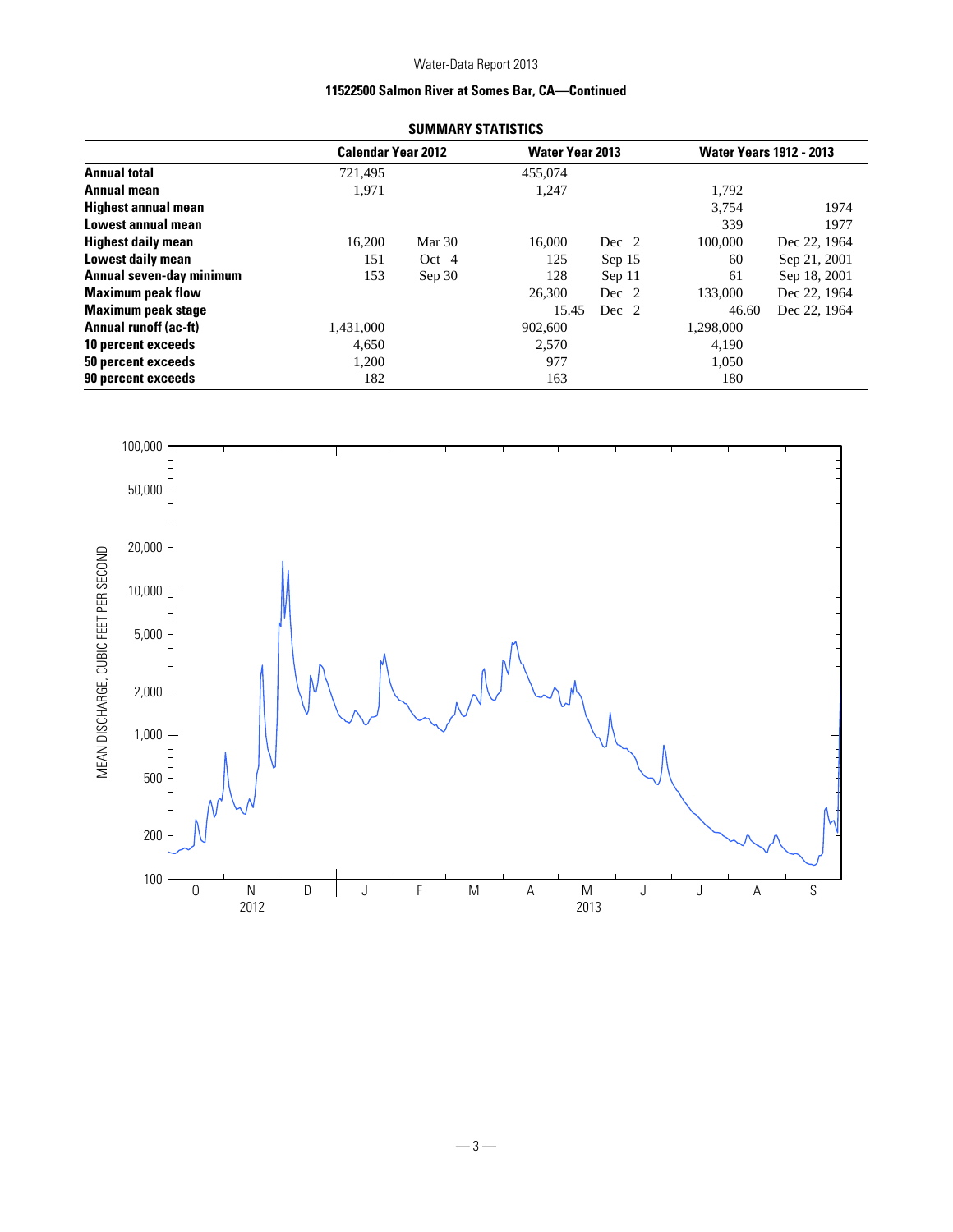## 11522500 Salmon River at Somes Bar, CA—Continued

### SUMMARY STATISTICS

| | Calendar Year 2012 | | Water Year 2013 | | Water Years 1912 - 2013 | |
|---|---|---|---|---|---|---|
| **Annual total** | 721,495 | | 455,074 | | | |
| **Annual mean** | 1,971 | | 1,247 | | 1,792 | |
| **Highest annual mean** | | | | | 3,754 | 1974 |
| **Lowest annual mean** | | | | | 339 | 1977 |
| **Highest daily mean** | 16,200 | Mar 30 | 16,000 | Dec 2 | 100,000 | Dec 22, 1964 |
| **Lowest daily mean** | 151 | Oct 4 | 125 | Sep 15 | 60 | Sep 21, 2001 |
| **Annual seven-day minimum** | 153 | Sep 30 | 128 | Sep 11 | 61 | Sep 18, 2001 |
| **Maximum peak flow** | | | 26,300 | Dec 2 | 133,000 | Dec 22, 1964 |
| **Maximum peak stage** | | | 15.45 | Dec 2 | 46.60 | Dec 22, 1964 |
| **Annual runoff (ac-ft)** | 1,431,000 | | 902,600 | | 1,298,000 | |
| **10 percent exceeds** | 4,650 | | 2,570 | | 4,190 | |
| **50 percent exceeds** | 1,200 | | 977 | | 1,050 | |
| **90 percent exceeds** | 182 | | 163 | | 180 | |

MEAN DISCHARGE, CUBIC FEET PER SECOND

100,000
50,000
20,000
10,000
5,000
2,000
1,000
500
200
100

O N D J F M A M J J A S

2012 2013